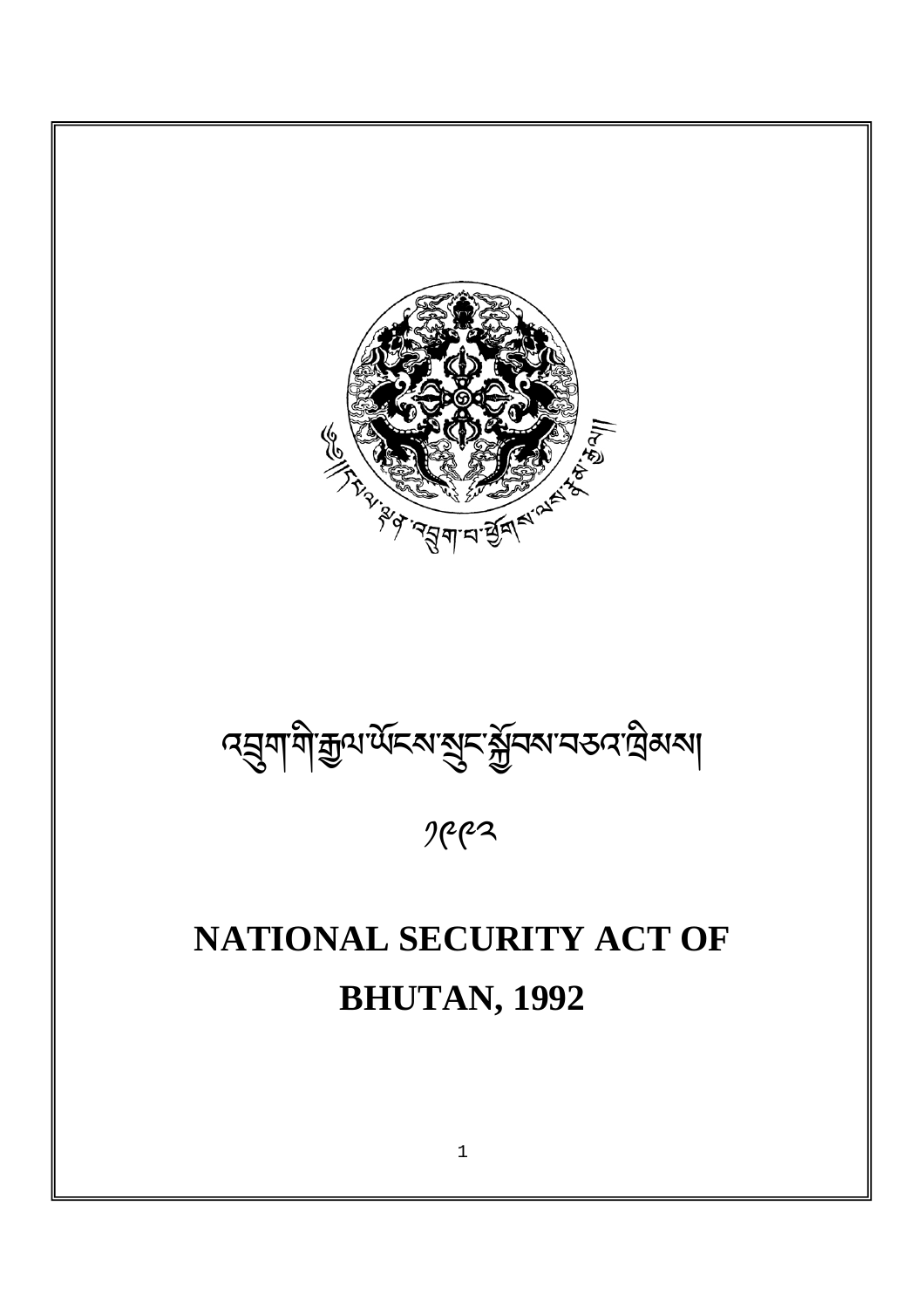# འབྲུག་གི་རྒྱལ་ཡོངས་སྲུང་སྐྱོབས་བཅའ་ཁྲིམས།

༡༩༩༢

# NATIONAL SECURITY ACT OF BHUTAN, 1992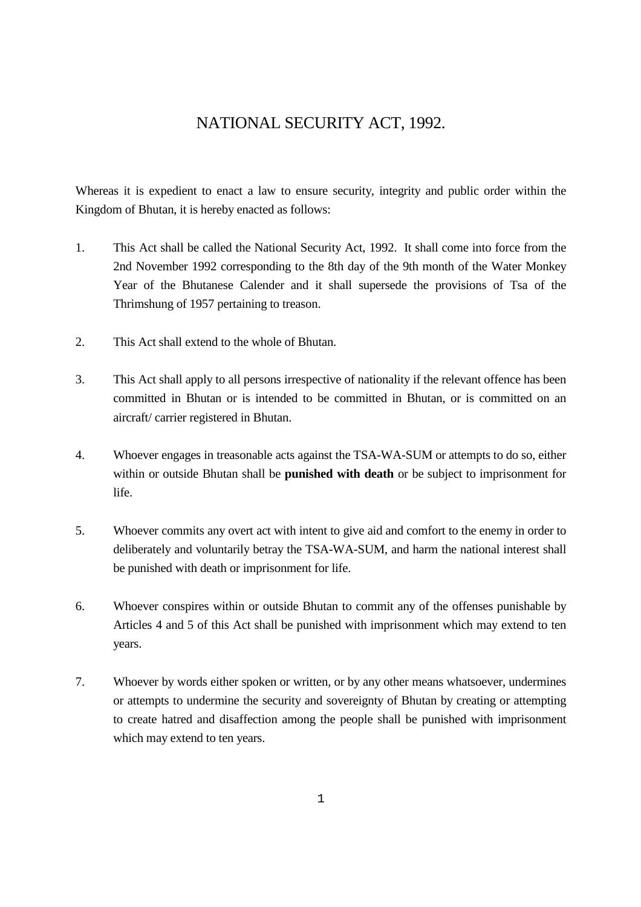# NATIONAL SECURITY ACT, 1992.

Whereas it is expedient to enact a law to ensure security, integrity and public order within the Kingdom of Bhutan, it is hereby enacted as follows:

1. This Act shall be called the National Security Act, 1992. It shall come into force from the 2nd November 1992 corresponding to the 8th day of the 9th month of the Water Monkey Year of the Bhutanese Calender and it shall supersede the provisions of Tsa of the Thrimshung of 1957 pertaining to treason.

2. This Act shall extend to the whole of Bhutan.

3. This Act shall apply to all persons irrespective of nationality if the relevant offence has been committed in Bhutan or is intended to be committed in Bhutan, or is committed on an aircraft/ carrier registered in Bhutan.

4. Whoever engages in treasonable acts against the TSA-WA-SUM or attempts to do so, either within or outside Bhutan shall be **punished with death** or be subject to imprisonment for life.

5. Whoever commits any overt act with intent to give aid and comfort to the enemy in order to deliberately and voluntarily betray the TSA-WA-SUM, and harm the national interest shall be punished with death or imprisonment for life.

6. Whoever conspires within or outside Bhutan to commit any of the offenses punishable by Articles 4 and 5 of this Act shall be punished with imprisonment which may extend to ten years.

7. Whoever by words either spoken or written, or by any other means whatsoever, undermines or attempts to undermine the security and sovereignty of Bhutan by creating or attempting to create hatred and disaffection among the people shall be punished with imprisonment which may extend to ten years.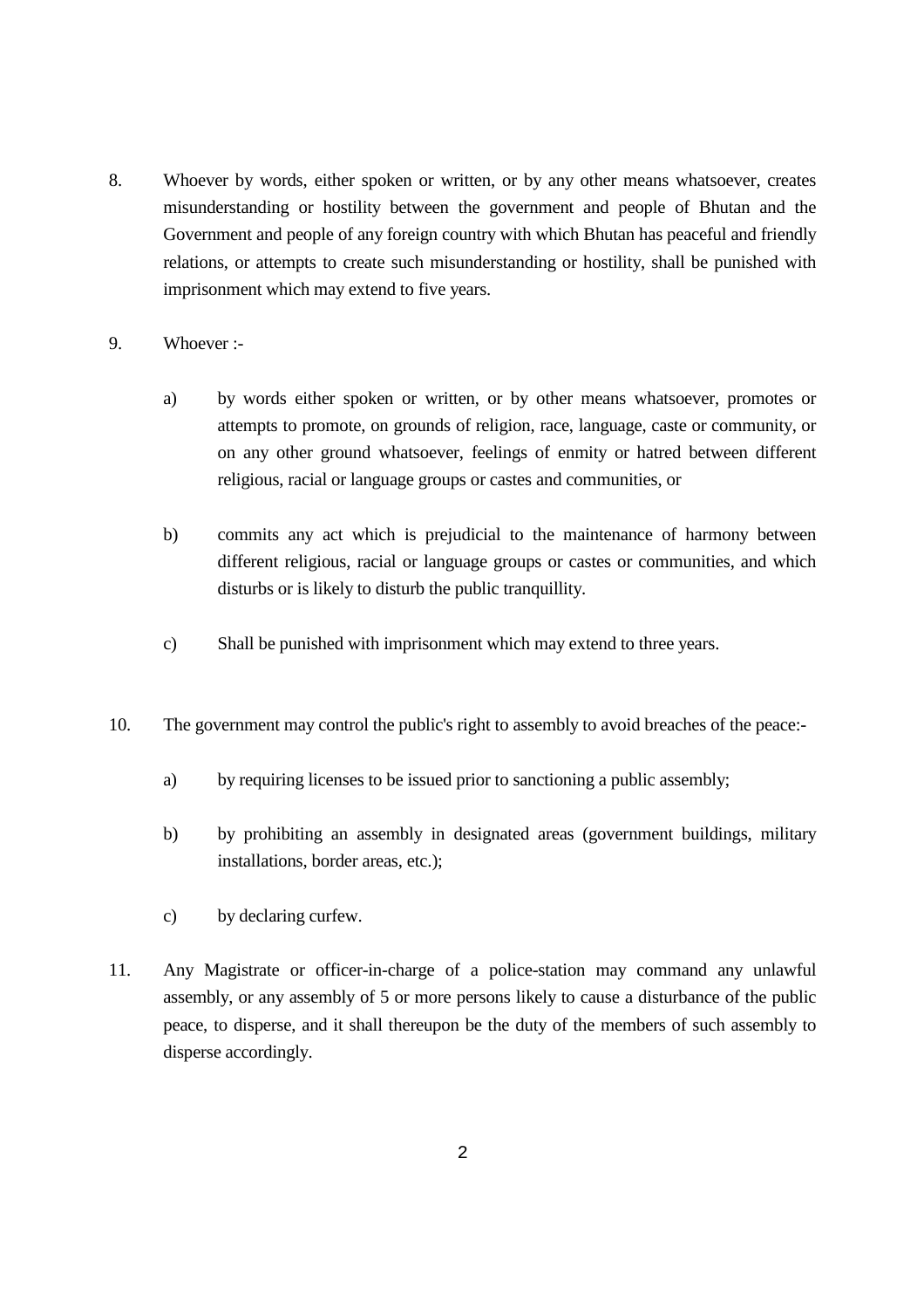8. Whoever by words, either spoken or written, or by any other means whatsoever, creates misunderstanding or hostility between the government and people of Bhutan and the Government and people of any foreign country with which Bhutan has peaceful and friendly relations, or attempts to create such misunderstanding or hostility, shall be punished with imprisonment which may extend to five years.

9. Whoever :-

   a) by words either spoken or written, or by other means whatsoever, promotes or attempts to promote, on grounds of religion, race, language, caste or community, or on any other ground whatsoever, feelings of enmity or hatred between different religious, racial or language groups or castes and communities, or

   b) commits any act which is prejudicial to the maintenance of harmony between different religious, racial or language groups or castes or communities, and which disturbs or is likely to disturb the public tranquillity.

   c) Shall be punished with imprisonment which may extend to three years.

10. The government may control the public's right to assembly to avoid breaches of the peace:-

    a) by requiring licenses to be issued prior to sanctioning a public assembly;

    b) by prohibiting an assembly in designated areas (government buildings, military installations, border areas, etc.);

    c) by declaring curfew.

11. Any Magistrate or officer-in-charge of a police-station may command any unlawful assembly, or any assembly of 5 or more persons likely to cause a disturbance of the public peace, to disperse, and it shall thereupon be the duty of the members of such assembly to disperse accordingly.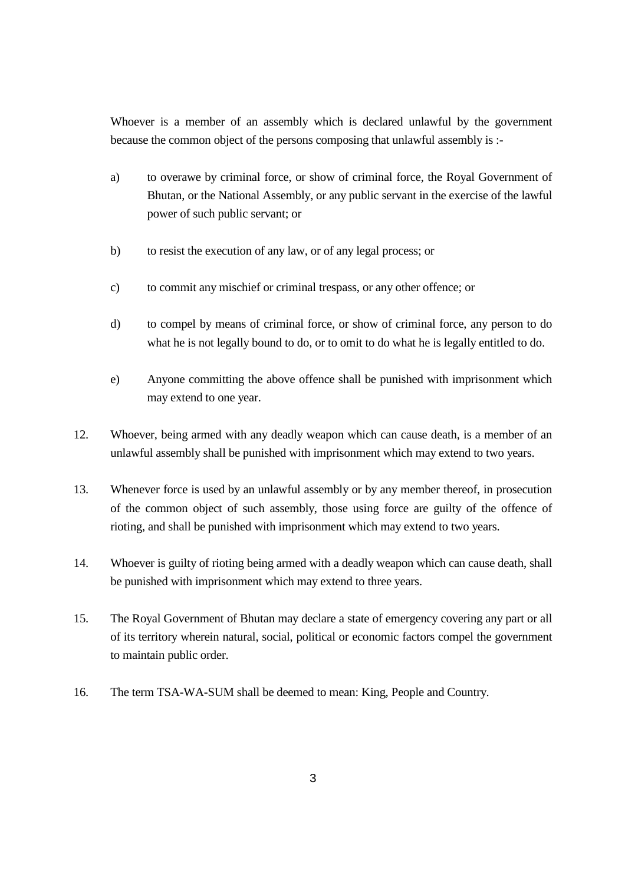Whoever is a member of an assembly which is declared unlawful by the government because the common object of the persons composing that unlawful assembly is :-

a) to overawe by criminal force, or show of criminal force, the Royal Government of Bhutan, or the National Assembly, or any public servant in the exercise of the lawful power of such public servant; or

b) to resist the execution of any law, or of any legal process; or

c) to commit any mischief or criminal trespass, or any other offence; or

d) to compel by means of criminal force, or show of criminal force, any person to do what he is not legally bound to do, or to omit to do what he is legally entitled to do.

e) Anyone committing the above offence shall be punished with imprisonment which may extend to one year.

12. Whoever, being armed with any deadly weapon which can cause death, is a member of an unlawful assembly shall be punished with imprisonment which may extend to two years.

13. Whenever force is used by an unlawful assembly or by any member thereof, in prosecution of the common object of such assembly, those using force are guilty of the offence of rioting, and shall be punished with imprisonment which may extend to two years.

14. Whoever is guilty of rioting being armed with a deadly weapon which can cause death, shall be punished with imprisonment which may extend to three years.

15. The Royal Government of Bhutan may declare a state of emergency covering any part or all of its territory wherein natural, social, political or economic factors compel the government to maintain public order.

16. The term TSA-WA-SUM shall be deemed to mean: King, People and Country.